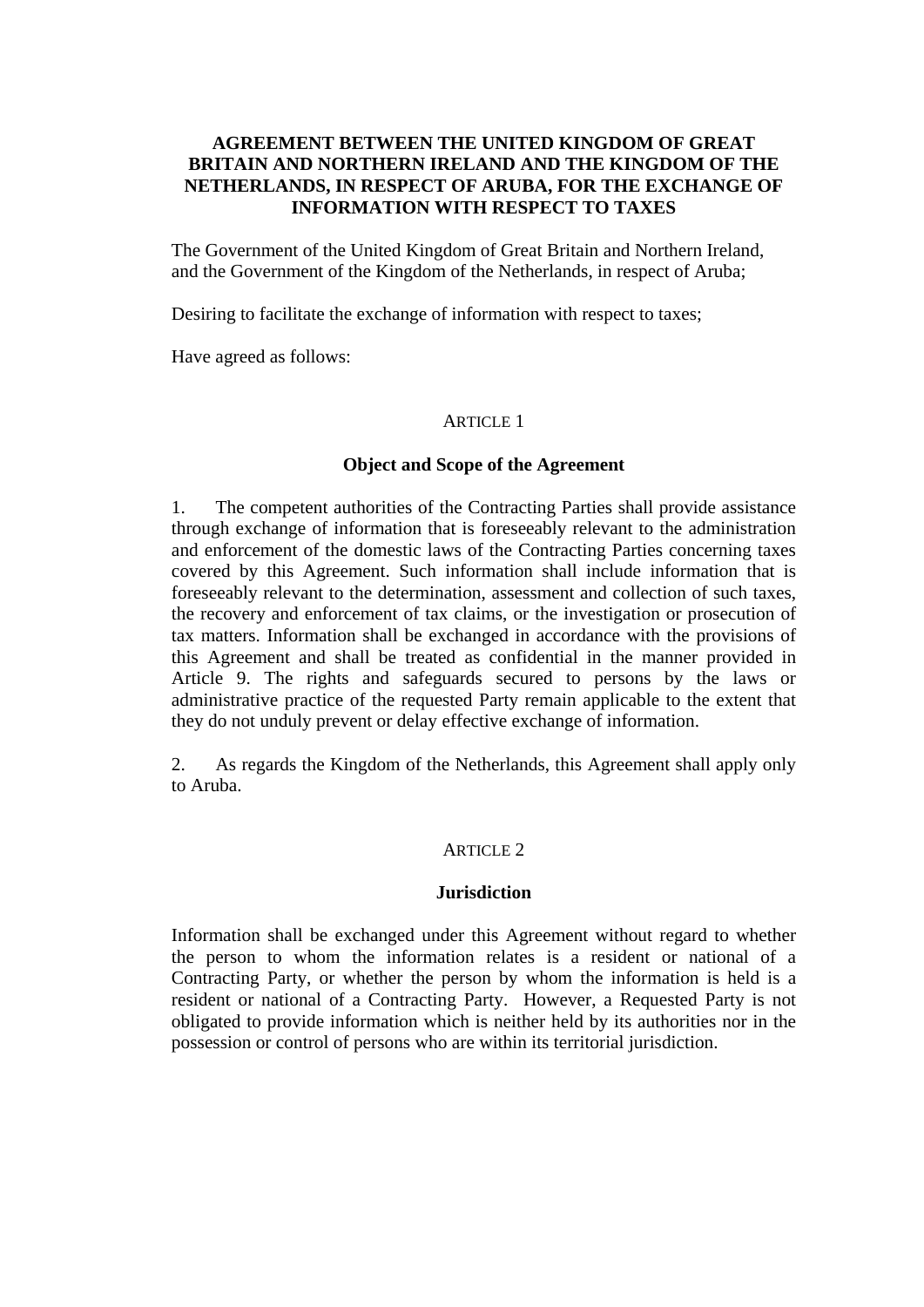# AGREEMENT BETWEEN THE UNITED KINGDOM OF GREAT BRITAIN AND NORTHERN IRELAND AND THE KINGDOM OF THE NETHERLANDS, IN RESPECT OF ARUBA, FOR THE EXCHANGE OF INFORMATION WITH RESPECT TO TAXES

The Government of the United Kingdom of Great Britain and Northern Ireland, and the Government of the Kingdom of the Netherlands, in respect of Aruba;

Desiring to facilitate the exchange of information with respect to taxes;

Have agreed as follows:

## ARTICLE 1

### Object and Scope of the Agreement

1. The competent authorities of the Contracting Parties shall provide assistance through exchange of information that is foreseeably relevant to the administration and enforcement of the domestic laws of the Contracting Parties concerning taxes covered by this Agreement. Such information shall include information that is foreseeably relevant to the determination, assessment and collection of such taxes, the recovery and enforcement of tax claims, or the investigation or prosecution of tax matters. Information shall be exchanged in accordance with the provisions of this Agreement and shall be treated as confidential in the manner provided in Article 9. The rights and safeguards secured to persons by the laws or administrative practice of the requested Party remain applicable to the extent that they do not unduly prevent or delay effective exchange of information.

2. As regards the Kingdom of the Netherlands, this Agreement shall apply only to Aruba.

## ARTICLE 2

### Jurisdiction

Information shall be exchanged under this Agreement without regard to whether the person to whom the information relates is a resident or national of a Contracting Party, or whether the person by whom the information is held is a resident or national of a Contracting Party. However, a Requested Party is not obligated to provide information which is neither held by its authorities nor in the possession or control of persons who are within its territorial jurisdiction.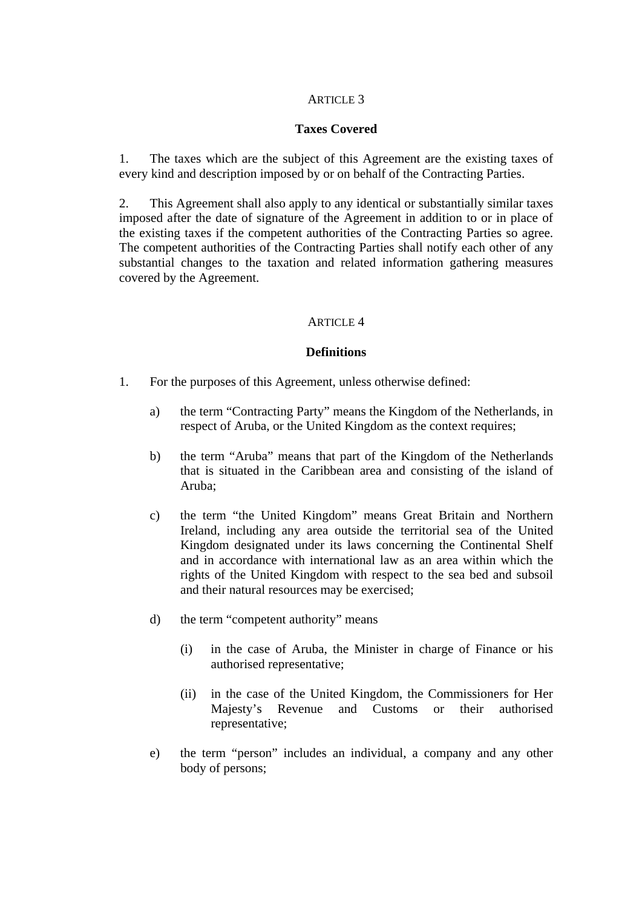## ARTICLE 3

### Taxes Covered

1. The taxes which are the subject of this Agreement are the existing taxes of every kind and description imposed by or on behalf of the Contracting Parties.

2. This Agreement shall also apply to any identical or substantially similar taxes imposed after the date of signature of the Agreement in addition to or in place of the existing taxes if the competent authorities of the Contracting Parties so agree. The competent authorities of the Contracting Parties shall notify each other of any substantial changes to the taxation and related information gathering measures covered by the Agreement.

## ARTICLE 4

### Definitions

1. For the purposes of this Agreement, unless otherwise defined:

   a) the term "Contracting Party" means the Kingdom of the Netherlands, in respect of Aruba, or the United Kingdom as the context requires;

   b) the term "Aruba" means that part of the Kingdom of the Netherlands that is situated in the Caribbean area and consisting of the island of Aruba;

   c) the term "the United Kingdom" means Great Britain and Northern Ireland, including any area outside the territorial sea of the United Kingdom designated under its laws concerning the Continental Shelf and in accordance with international law as an area within which the rights of the United Kingdom with respect to the sea bed and subsoil and their natural resources may be exercised;

   d) the term "competent authority" means

      (i) in the case of Aruba, the Minister in charge of Finance or his authorised representative;

      (ii) in the case of the United Kingdom, the Commissioners for Her Majesty's Revenue and Customs or their authorised representative;

   e) the term "person" includes an individual, a company and any other body of persons;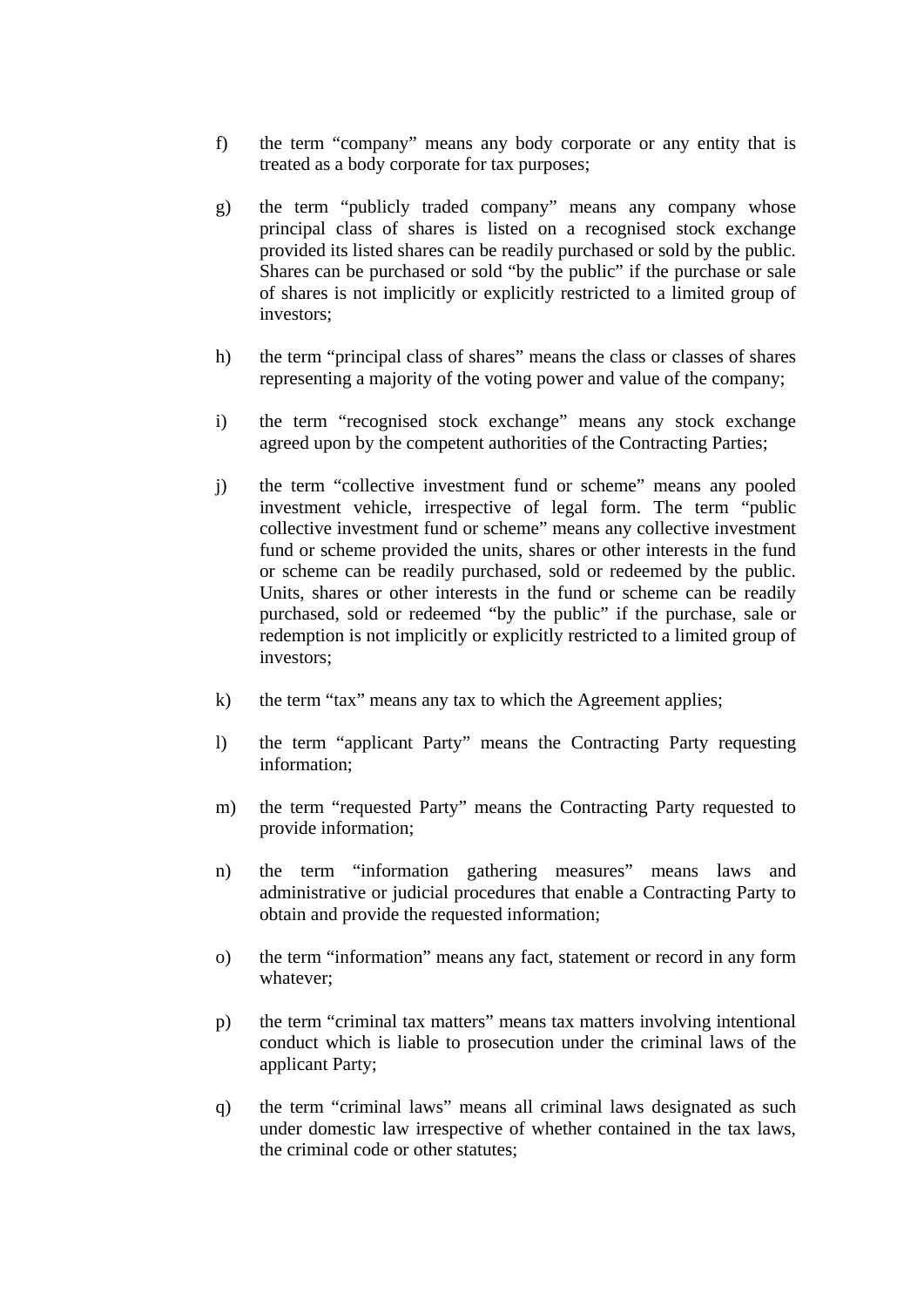f) the term “company” means any body corporate or any entity that is treated as a body corporate for tax purposes;

g) the term “publicly traded company” means any company whose principal class of shares is listed on a recognised stock exchange provided its listed shares can be readily purchased or sold by the public. Shares can be purchased or sold “by the public” if the purchase or sale of shares is not implicitly or explicitly restricted to a limited group of investors;

h) the term “principal class of shares” means the class or classes of shares representing a majority of the voting power and value of the company;

i) the term “recognised stock exchange” means any stock exchange agreed upon by the competent authorities of the Contracting Parties;

j) the term “collective investment fund or scheme” means any pooled investment vehicle, irrespective of legal form. The term “public collective investment fund or scheme” means any collective investment fund or scheme provided the units, shares or other interests in the fund or scheme can be readily purchased, sold or redeemed by the public. Units, shares or other interests in the fund or scheme can be readily purchased, sold or redeemed “by the public” if the purchase, sale or redemption is not implicitly or explicitly restricted to a limited group of investors;

k) the term “tax” means any tax to which the Agreement applies;

l) the term “applicant Party” means the Contracting Party requesting information;

m) the term “requested Party” means the Contracting Party requested to provide information;

n) the term “information gathering measures” means laws and administrative or judicial procedures that enable a Contracting Party to obtain and provide the requested information;

o) the term “information” means any fact, statement or record in any form whatever;

p) the term “criminal tax matters” means tax matters involving intentional conduct which is liable to prosecution under the criminal laws of the applicant Party;

q) the term “criminal laws” means all criminal laws designated as such under domestic law irrespective of whether contained in the tax laws, the criminal code or other statutes;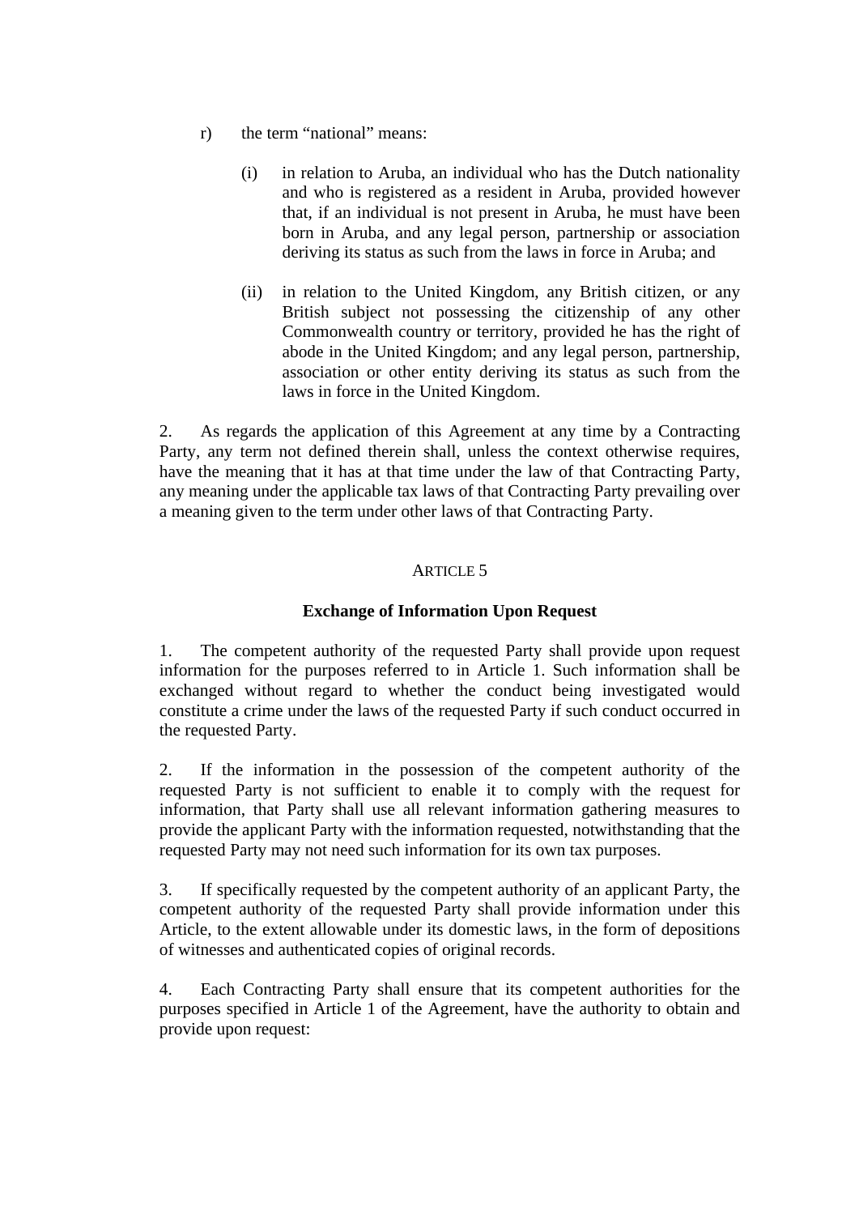r) the term "national" means:

  (i) in relation to Aruba, an individual who has the Dutch nationality and who is registered as a resident in Aruba, provided however that, if an individual is not present in Aruba, he must have been born in Aruba, and any legal person, partnership or association deriving its status as such from the laws in force in Aruba; and

  (ii) in relation to the United Kingdom, any British citizen, or any British subject not possessing the citizenship of any other Commonwealth country or territory, provided he has the right of abode in the United Kingdom; and any legal person, partnership, association or other entity deriving its status as such from the laws in force in the United Kingdom.

2. As regards the application of this Agreement at any time by a Contracting Party, any term not defined therein shall, unless the context otherwise requires, have the meaning that it has at that time under the law of that Contracting Party, any meaning under the applicable tax laws of that Contracting Party prevailing over a meaning given to the term under other laws of that Contracting Party.

ARTICLE 5

**Exchange of Information Upon Request**

1. The competent authority of the requested Party shall provide upon request information for the purposes referred to in Article 1. Such information shall be exchanged without regard to whether the conduct being investigated would constitute a crime under the laws of the requested Party if such conduct occurred in the requested Party.

2. If the information in the possession of the competent authority of the requested Party is not sufficient to enable it to comply with the request for information, that Party shall use all relevant information gathering measures to provide the applicant Party with the information requested, notwithstanding that the requested Party may not need such information for its own tax purposes.

3. If specifically requested by the competent authority of an applicant Party, the competent authority of the requested Party shall provide information under this Article, to the extent allowable under its domestic laws, in the form of depositions of witnesses and authenticated copies of original records.

4. Each Contracting Party shall ensure that its competent authorities for the purposes specified in Article 1 of the Agreement, have the authority to obtain and provide upon request: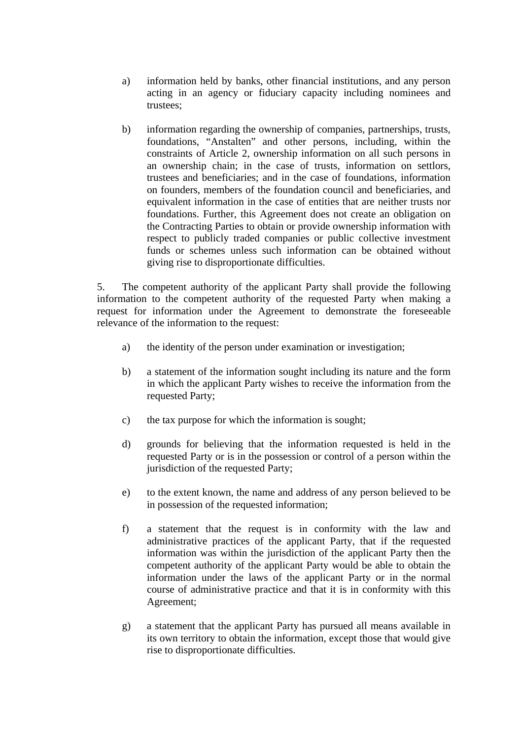a) information held by banks, other financial institutions, and any person acting in an agency or fiduciary capacity including nominees and trustees;

b) information regarding the ownership of companies, partnerships, trusts, foundations, “Anstalten” and other persons, including, within the constraints of Article 2, ownership information on all such persons in an ownership chain; in the case of trusts, information on settlors, trustees and beneficiaries; and in the case of foundations, information on founders, members of the foundation council and beneficiaries, and equivalent information in the case of entities that are neither trusts nor foundations. Further, this Agreement does not create an obligation on the Contracting Parties to obtain or provide ownership information with respect to publicly traded companies or public collective investment funds or schemes unless such information can be obtained without giving rise to disproportionate difficulties.

5. The competent authority of the applicant Party shall provide the following information to the competent authority of the requested Party when making a request for information under the Agreement to demonstrate the foreseeable relevance of the information to the request:

a) the identity of the person under examination or investigation;

b) a statement of the information sought including its nature and the form in which the applicant Party wishes to receive the information from the requested Party;

c) the tax purpose for which the information is sought;

d) grounds for believing that the information requested is held in the requested Party or is in the possession or control of a person within the jurisdiction of the requested Party;

e) to the extent known, the name and address of any person believed to be in possession of the requested information;

f) a statement that the request is in conformity with the law and administrative practices of the applicant Party, that if the requested information was within the jurisdiction of the applicant Party then the competent authority of the applicant Party would be able to obtain the information under the laws of the applicant Party or in the normal course of administrative practice and that it is in conformity with this Agreement;

g) a statement that the applicant Party has pursued all means available in its own territory to obtain the information, except those that would give rise to disproportionate difficulties.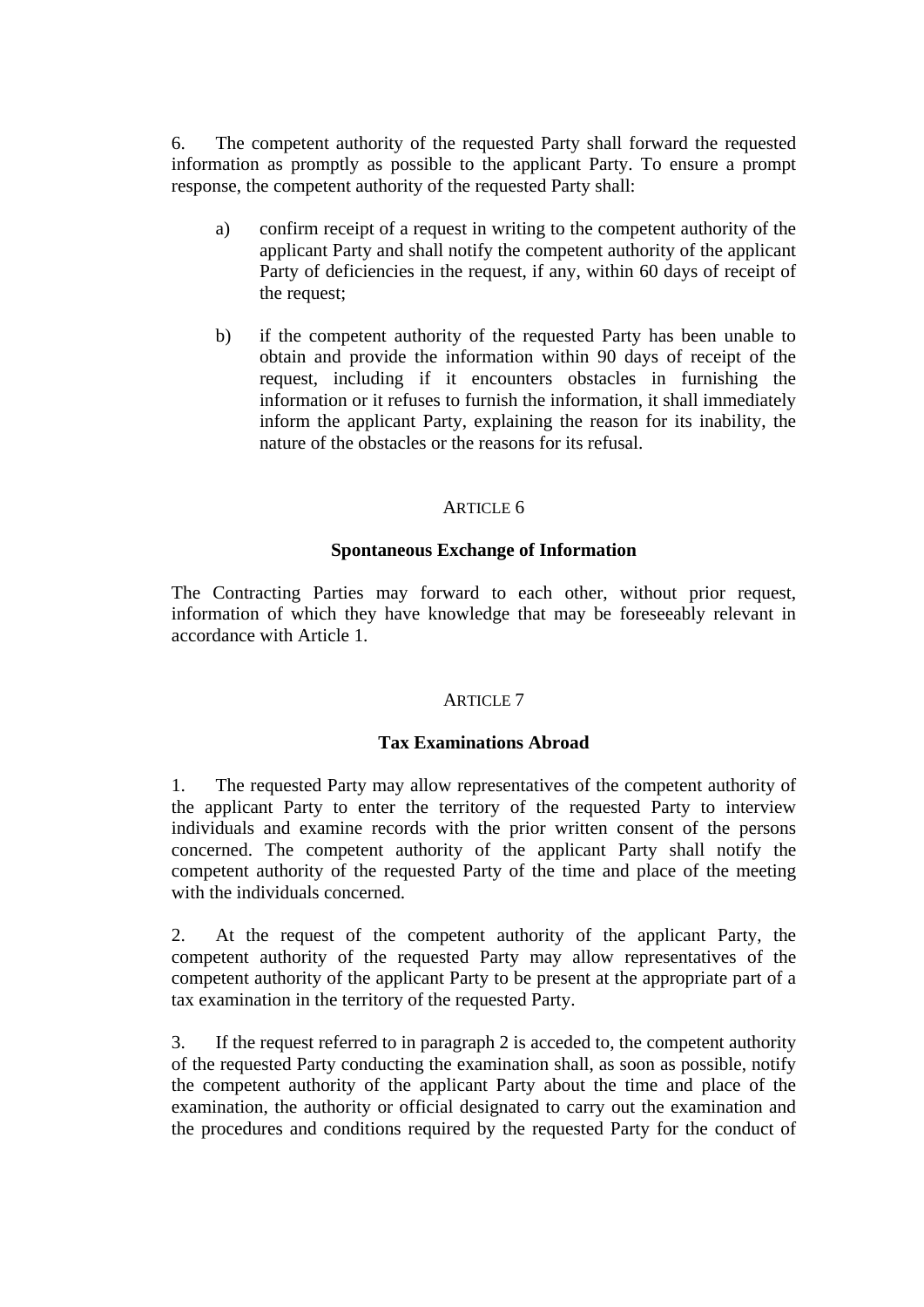6. The competent authority of the requested Party shall forward the requested information as promptly as possible to the applicant Party. To ensure a prompt response, the competent authority of the requested Party shall:

a) confirm receipt of a request in writing to the competent authority of the applicant Party and shall notify the competent authority of the applicant Party of deficiencies in the request, if any, within 60 days of receipt of the request;

b) if the competent authority of the requested Party has been unable to obtain and provide the information within 90 days of receipt of the request, including if it encounters obstacles in furnishing the information or it refuses to furnish the information, it shall immediately inform the applicant Party, explaining the reason for its inability, the nature of the obstacles or the reasons for its refusal.

## ARTICLE 6

### Spontaneous Exchange of Information

The Contracting Parties may forward to each other, without prior request, information of which they have knowledge that may be foreseeably relevant in accordance with Article 1.

## ARTICLE 7

### Tax Examinations Abroad

1. The requested Party may allow representatives of the competent authority of the applicant Party to enter the territory of the requested Party to interview individuals and examine records with the prior written consent of the persons concerned. The competent authority of the applicant Party shall notify the competent authority of the requested Party of the time and place of the meeting with the individuals concerned.

2. At the request of the competent authority of the applicant Party, the competent authority of the requested Party may allow representatives of the competent authority of the applicant Party to be present at the appropriate part of a tax examination in the territory of the requested Party.

3. If the request referred to in paragraph 2 is acceded to, the competent authority of the requested Party conducting the examination shall, as soon as possible, notify the competent authority of the applicant Party about the time and place of the examination, the authority or official designated to carry out the examination and the procedures and conditions required by the requested Party for the conduct of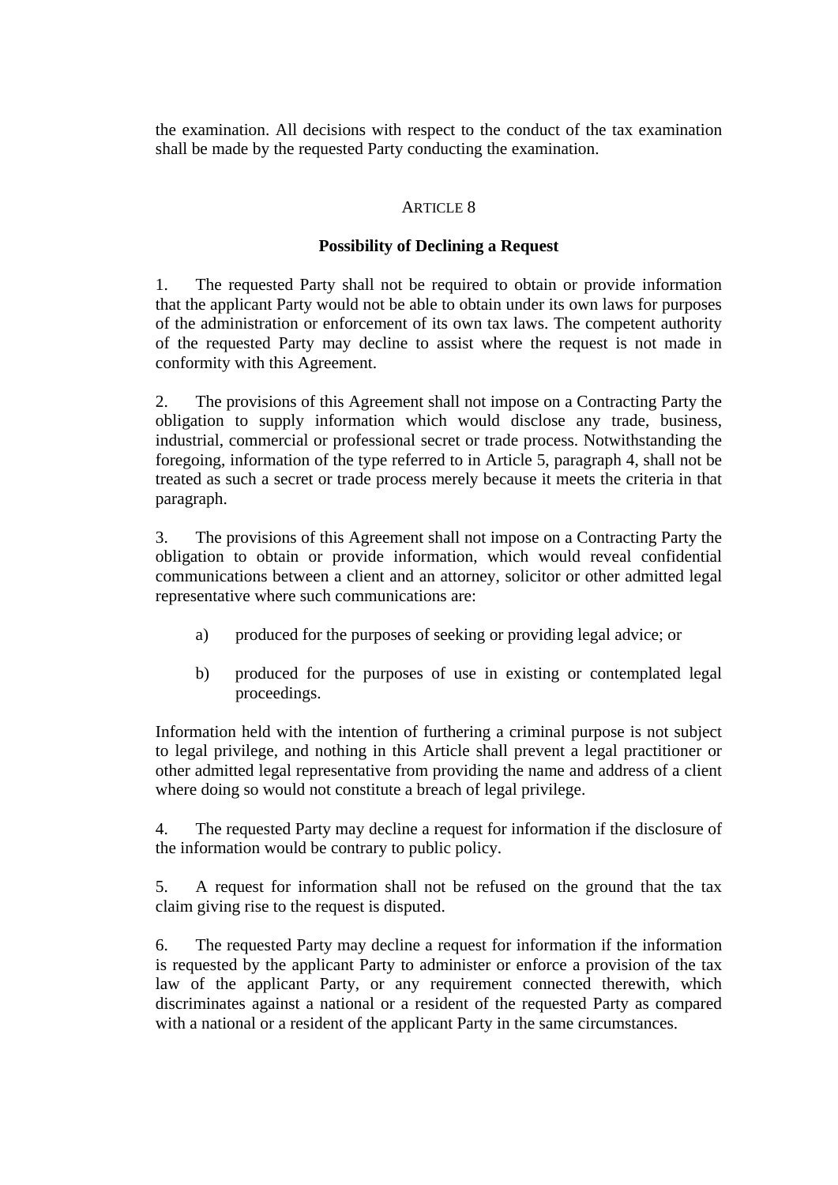the examination. All decisions with respect to the conduct of the tax examination shall be made by the requested Party conducting the examination.

## ARTICLE 8

### Possibility of Declining a Request

1. The requested Party shall not be required to obtain or provide information that the applicant Party would not be able to obtain under its own laws for purposes of the administration or enforcement of its own tax laws. The competent authority of the requested Party may decline to assist where the request is not made in conformity with this Agreement.

2. The provisions of this Agreement shall not impose on a Contracting Party the obligation to supply information which would disclose any trade, business, industrial, commercial or professional secret or trade process. Notwithstanding the foregoing, information of the type referred to in Article 5, paragraph 4, shall not be treated as such a secret or trade process merely because it meets the criteria in that paragraph.

3. The provisions of this Agreement shall not impose on a Contracting Party the obligation to obtain or provide information, which would reveal confidential communications between a client and an attorney, solicitor or other admitted legal representative where such communications are:

a) produced for the purposes of seeking or providing legal advice; or

b) produced for the purposes of use in existing or contemplated legal proceedings.

Information held with the intention of furthering a criminal purpose is not subject to legal privilege, and nothing in this Article shall prevent a legal practitioner or other admitted legal representative from providing the name and address of a client where doing so would not constitute a breach of legal privilege.

4. The requested Party may decline a request for information if the disclosure of the information would be contrary to public policy.

5. A request for information shall not be refused on the ground that the tax claim giving rise to the request is disputed.

6. The requested Party may decline a request for information if the information is requested by the applicant Party to administer or enforce a provision of the tax law of the applicant Party, or any requirement connected therewith, which discriminates against a national or a resident of the requested Party as compared with a national or a resident of the applicant Party in the same circumstances.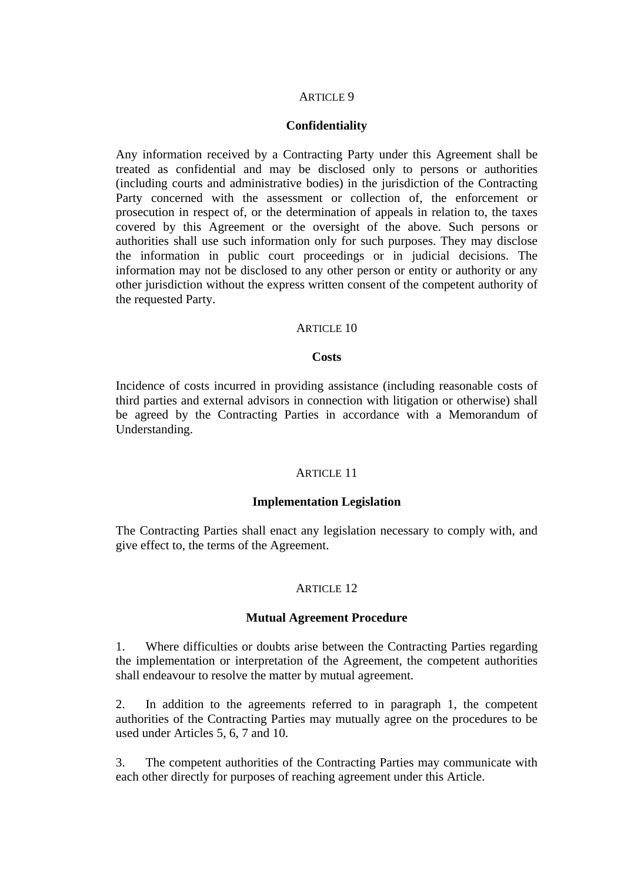ARTICLE 9

**Confidentiality**

Any information received by a Contracting Party under this Agreement shall be treated as confidential and may be disclosed only to persons or authorities (including courts and administrative bodies) in the jurisdiction of the Contracting Party concerned with the assessment or collection of, the enforcement or prosecution in respect of, or the determination of appeals in relation to, the taxes covered by this Agreement or the oversight of the above. Such persons or authorities shall use such information only for such purposes. They may disclose the information in public court proceedings or in judicial decisions. The information may not be disclosed to any other person or entity or authority or any other jurisdiction without the express written consent of the competent authority of the requested Party.

ARTICLE 10

**Costs**

Incidence of costs incurred in providing assistance (including reasonable costs of third parties and external advisors in connection with litigation or otherwise) shall be agreed by the Contracting Parties in accordance with a Memorandum of Understanding.

ARTICLE 11

**Implementation Legislation**

The Contracting Parties shall enact any legislation necessary to comply with, and give effect to, the terms of the Agreement.

ARTICLE 12

**Mutual Agreement Procedure**

1. Where difficulties or doubts arise between the Contracting Parties regarding the implementation or interpretation of the Agreement, the competent authorities shall endeavour to resolve the matter by mutual agreement.

2. In addition to the agreements referred to in paragraph 1, the competent authorities of the Contracting Parties may mutually agree on the procedures to be used under Articles 5, 6, 7 and 10.

3. The competent authorities of the Contracting Parties may communicate with each other directly for purposes of reaching agreement under this Article.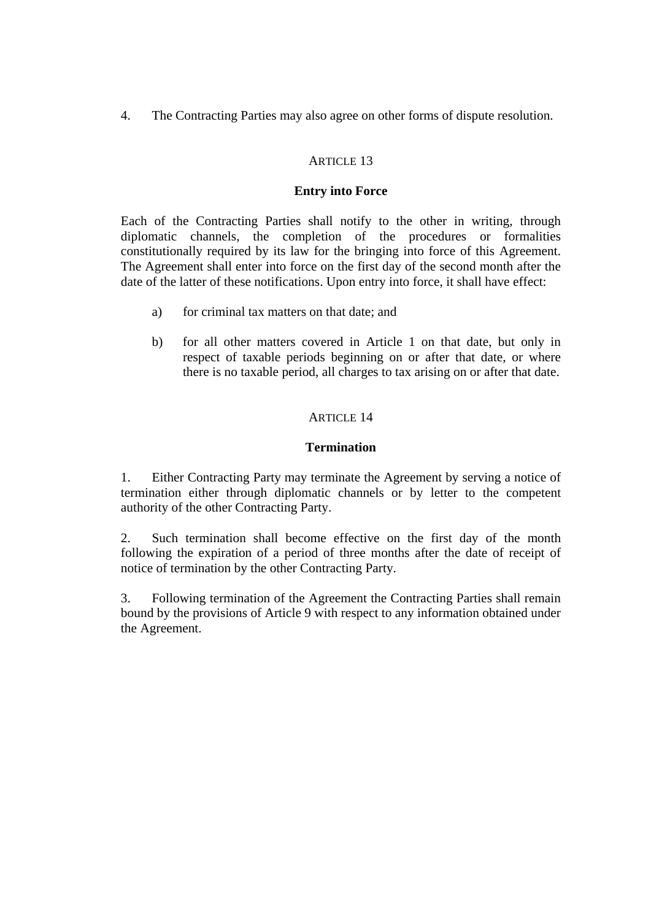4. The Contracting Parties may also agree on other forms of dispute resolution.

### ARTICLE 13

### Entry into Force

Each of the Contracting Parties shall notify to the other in writing, through diplomatic channels, the completion of the procedures or formalities constitutionally required by its law for the bringing into force of this Agreement. The Agreement shall enter into force on the first day of the second month after the date of the latter of these notifications. Upon entry into force, it shall have effect:

a) for criminal tax matters on that date; and

b) for all other matters covered in Article 1 on that date, but only in respect of taxable periods beginning on or after that date, or where there is no taxable period, all charges to tax arising on or after that date.

### ARTICLE 14

### Termination

1. Either Contracting Party may terminate the Agreement by serving a notice of termination either through diplomatic channels or by letter to the competent authority of the other Contracting Party.

2. Such termination shall become effective on the first day of the month following the expiration of a period of three months after the date of receipt of notice of termination by the other Contracting Party.

3. Following termination of the Agreement the Contracting Parties shall remain bound by the provisions of Article 9 with respect to any information obtained under the Agreement.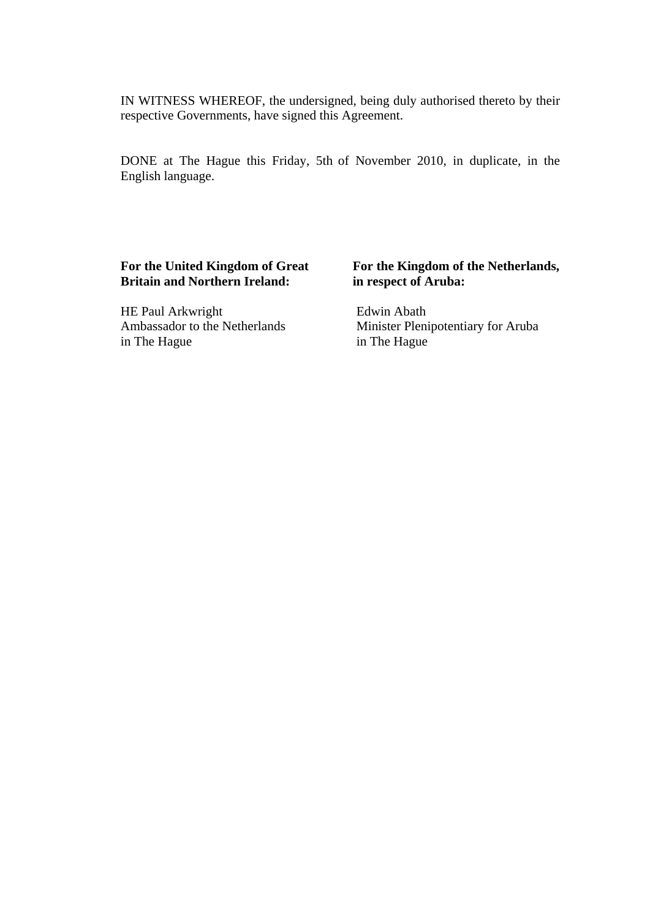IN WITNESS WHEREOF, the undersigned, being duly authorised thereto by their respective Governments, have signed this Agreement.

DONE at The Hague this Friday, 5th of November 2010, in duplicate, in the English language.

| **For the United Kingdom of Great Britain and Northern Ireland:** | **For the Kingdom of the Netherlands, in respect of Aruba:** |
| --- | --- |
| HE Paul Arkwright<br>Ambassador to the Netherlands<br>in The Hague | Edwin Abath<br>Minister Plenipotentiary for Aruba<br>in The Hague |